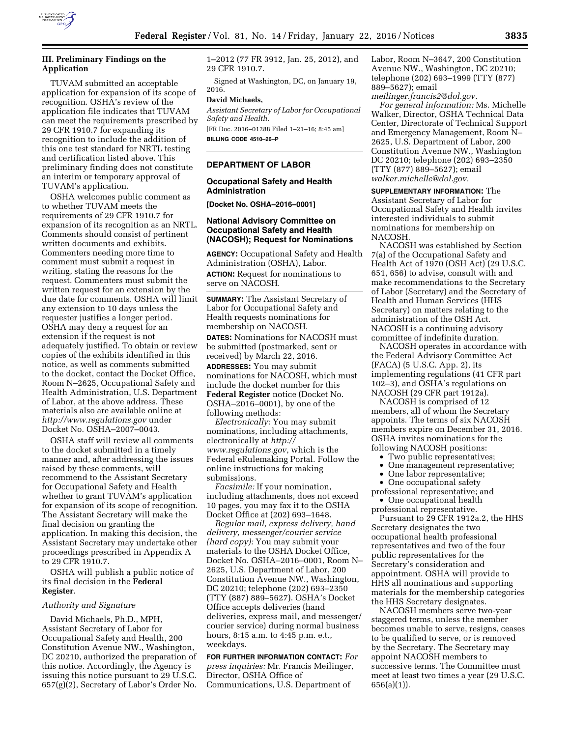### III. Preliminary Findings on the Application

TUVAM submitted an acceptable application for expansion of its scope of recognition. OSHA's review of the application file indicates that TUVAM can meet the requirements prescribed by 29 CFR 1910.7 for expanding its recognition to include the addition of this one test standard for NRTL testing and certification listed above. This preliminary finding does not constitute an interim or temporary approval of TUVAM's application.

OSHA welcomes public comment as to whether TUVAM meets the requirements of 29 CFR 1910.7 for expansion of its recognition as an NRTL. Comments should consist of pertinent written documents and exhibits. Commenters needing more time to comment must submit a request in writing, stating the reasons for the request. Commenters must submit the written request for an extension by the due date for comments. OSHA will limit any extension to 10 days unless the requester justifies a longer period. OSHA may deny a request for an extension if the request is not adequately justified. To obtain or review copies of the exhibits identified in this notice, as well as comments submitted to the docket, contact the Docket Office, Room N–2625, Occupational Safety and Health Administration, U.S. Department of Labor, at the above address. These materials also are available online at *http://www.regulations.gov* under Docket No. OSHA–2007–0043.

OSHA staff will review all comments to the docket submitted in a timely manner and, after addressing the issues raised by these comments, will recommend to the Assistant Secretary for Occupational Safety and Health whether to grant TUVAM's application for expansion of its scope of recognition. The Assistant Secretary will make the final decision on granting the application. In making this decision, the Assistant Secretary may undertake other proceedings prescribed in Appendix A to 29 CFR 1910.7.

OSHA will publish a public notice of its final decision in the **Federal Register**.

#### *Authority and Signature*

David Michaels, Ph.D., MPH, Assistant Secretary of Labor for Occupational Safety and Health, 200 Constitution Avenue NW., Washington, DC 20210, authorized the preparation of this notice. Accordingly, the Agency is issuing this notice pursuant to 29 U.S.C. 657(g)(2), Secretary of Labor's Order No. 1–2012 (77 FR 3912, Jan. 25, 2012), and 29 CFR 1910.7.

Signed at Washington, DC, on January 19, 2016.

**David Michaels,**

*Assistant Secretary of Labor for Occupational Safety and Health.*

[FR Doc. 2016–01288 Filed 1–21–16; 8:45 am]

**BILLING CODE 4510–26–P**

## DEPARTMENT OF LABOR

### Occupational Safety and Health Administration

**[Docket No. OSHA–2016–0001]**

### National Advisory Committee on Occupational Safety and Health (NACOSH); Request for Nominations

**AGENCY:** Occupational Safety and Health Administration (OSHA), Labor.

**ACTION:** Request for nominations to serve on NACOSH.

**SUMMARY:** The Assistant Secretary of Labor for Occupational Safety and Health requests nominations for membership on NACOSH.

**DATES:** Nominations for NACOSH must be submitted (postmarked, sent or received) by March 22, 2016.

**ADDRESSES:** You may submit nominations for NACOSH, which must include the docket number for this **Federal Register** notice (Docket No. OSHA–2016–0001), by one of the following methods:

*Electronically:* You may submit nominations, including attachments, electronically at *http://www.regulations.gov,* which is the Federal eRulemaking Portal. Follow the online instructions for making submissions.

*Facsimile:* If your nomination, including attachments, does not exceed 10 pages, you may fax it to the OSHA Docket Office at (202) 693–1648.

*Regular mail, express delivery, hand delivery, messenger/courier service (hard copy):* You may submit your materials to the OSHA Docket Office, Docket No. OSHA–2016–0001, Room N–2625, U.S. Department of Labor, 200 Constitution Avenue NW., Washington, DC 20210; telephone (202) 693–2350 (TTY (887) 889–5627). OSHA's Docket Office accepts deliveries (hand deliveries, express mail, and messenger/courier service) during normal business hours, 8:15 a.m. to 4:45 p.m. e.t., weekdays.

**FOR FURTHER INFORMATION CONTACT:** *For press inquiries:* Mr. Francis Meilinger, Director, OSHA Office of Communications, U.S. Department of Labor, Room N–3647, 200 Constitution Avenue NW., Washington, DC 20210; telephone (202) 693–1999 (TTY (877) 889–5627); email *meilinger.francis2@dol.gov.*

*For general information:* Ms. Michelle Walker, Director, OSHA Technical Data Center, Directorate of Technical Support and Emergency Management, Room N–2625, U.S. Department of Labor, 200 Constitution Avenue NW., Washington DC 20210; telephone (202) 693–2350 (TTY (877) 889–5627); email *walker.michelle@dol.gov.*

**SUPPLEMENTARY INFORMATION:** The Assistant Secretary of Labor for Occupational Safety and Health invites interested individuals to submit nominations for membership on NACOSH.

NACOSH was established by Section 7(a) of the Occupational Safety and Health Act of 1970 (OSH Act) (29 U.S.C. 651, 656) to advise, consult with and make recommendations to the Secretary of Labor (Secretary) and the Secretary of Health and Human Services (HHS Secretary) on matters relating to the administration of the OSH Act. NACOSH is a continuing advisory committee of indefinite duration.

NACOSH operates in accordance with the Federal Advisory Committee Act (FACA) (5 U.S.C. App. 2), its implementing regulations (41 CFR part 102–3), and OSHA's regulations on NACOSH (29 CFR part 1912a).

NACOSH is comprised of 12 members, all of whom the Secretary appoints. The terms of six NACOSH members expire on December 31, 2016. OSHA invites nominations for the following NACOSH positions:

- Two public representatives;
- One management representative;
- One labor representative;
- One occupational safety professional representative; and
- One occupational health professional representative.

Pursuant to 29 CFR 1912a.2, the HHS Secretary designates the two occupational health professional representatives and two of the four public representatives for the Secretary's consideration and appointment. OSHA will provide to HHS all nominations and supporting materials for the membership categories the HHS Secretary designates.

NACOSH members serve two-year staggered terms, unless the member becomes unable to serve, resigns, ceases to be qualified to serve, or is removed by the Secretary. The Secretary may appoint NACOSH members to successive terms. The Committee must meet at least two times a year (29 U.S.C. 656(a)(1)).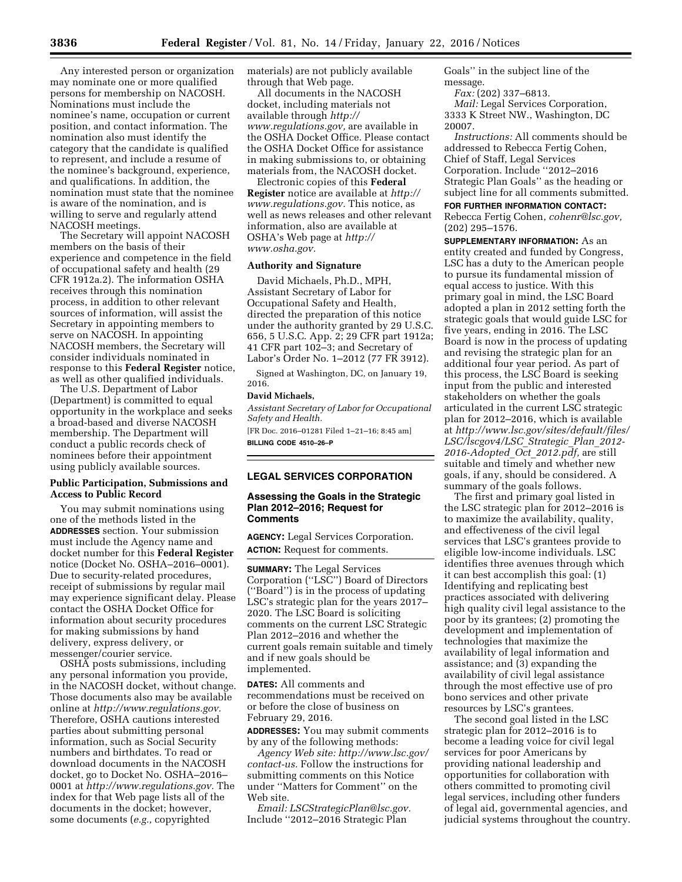Any interested person or organization may nominate one or more qualified persons for membership on NACOSH. Nominations must include the nominee's name, occupation or current position, and contact information. The nomination also must identify the category that the candidate is qualified to represent, and include a resume of the nominee's background, experience, and qualifications. In addition, the nomination must state that the nominee is aware of the nomination, and is willing to serve and regularly attend NACOSH meetings.

The Secretary will appoint NACOSH members on the basis of their experience and competence in the field of occupational safety and health (29 CFR 1912a.2). The information OSHA receives through this nomination process, in addition to other relevant sources of information, will assist the Secretary in appointing members to serve on NACOSH. In appointing NACOSH members, the Secretary will consider individuals nominated in response to this **Federal Register** notice, as well as other qualified individuals.

The U.S. Department of Labor (Department) is committed to equal opportunity in the workplace and seeks a broad-based and diverse NACOSH membership. The Department will conduct a public records check of nominees before their appointment using publicly available sources.

### Public Participation, Submissions and Access to Public Record

You may submit nominations using one of the methods listed in the **ADDRESSES** section. Your submission must include the Agency name and docket number for this **Federal Register** notice (Docket No. OSHA–2016–0001). Due to security-related procedures, receipt of submissions by regular mail may experience significant delay. Please contact the OSHA Docket Office for information about security procedures for making submissions by hand delivery, express delivery, or messenger/courier service.

OSHA posts submissions, including any personal information you provide, in the NACOSH docket, without change. Those documents also may be available online at *http://www.regulations.gov.* Therefore, OSHA cautions interested parties about submitting personal information, such as Social Security numbers and birthdates. To read or download documents in the NACOSH docket, go to Docket No. OSHA–2016–0001 at *http://www.regulations.gov.* The index for that Web page lists all of the documents in the docket; however, some documents (*e.g.,* copyrighted materials) are not publicly available through that Web page.

All documents in the NACOSH docket, including materials not available through *http://www.regulations.gov,* are available in the OSHA Docket Office. Please contact the OSHA Docket Office for assistance in making submissions to, or obtaining materials from, the NACOSH docket.

Electronic copies of this **Federal Register** notice are available at *http://www.regulations.gov.* This notice, as well as news releases and other relevant information, also are available at OSHA's Web page at *http://www.osha.gov.*

### Authority and Signature

David Michaels, Ph.D., MPH, Assistant Secretary of Labor for Occupational Safety and Health, directed the preparation of this notice under the authority granted by 29 U.S.C. 656, 5 U.S.C. App. 2; 29 CFR part 1912a; 41 CFR part 102–3; and Secretary of Labor's Order No. 1–2012 (77 FR 3912).

Signed at Washington, DC, on January 19, 2016.

**David Michaels,**

*Assistant Secretary of Labor for Occupational Safety and Health.*

[FR Doc. 2016–01281 Filed 1–21–16; 8:45 am]

**BILLING CODE 4510–26–P**

## LEGAL SERVICES CORPORATION

### Assessing the Goals in the Strategic Plan 2012–2016; Request for Comments

**AGENCY:** Legal Services Corporation.

**ACTION:** Request for comments.

**SUMMARY:** The Legal Services Corporation (''LSC'') Board of Directors (''Board'') is in the process of updating LSC's strategic plan for the years 2017–2020. The LSC Board is soliciting comments on the current LSC Strategic Plan 2012–2016 and whether the current goals remain suitable and timely and if new goals should be implemented.

**DATES:** All comments and recommendations must be received on or before the close of business on February 29, 2016.

**ADDRESSES:** You may submit comments by any of the following methods:

*Agency Web site: http://www.lsc.gov/contact-us.* Follow the instructions for submitting comments on this Notice under ''Matters for Comment'' on the Web site.

*Email: LSCStrategicPlan@lsc.gov.* Include ''2012–2016 Strategic Plan Goals'' in the subject line of the message.

*Fax:* (202) 337–6813.

*Mail:* Legal Services Corporation, 3333 K Street NW., Washington, DC 20007.

*Instructions:* All comments should be addressed to Rebecca Fertig Cohen, Chief of Staff, Legal Services Corporation. Include ''2012–2016 Strategic Plan Goals'' as the heading or subject line for all comments submitted.

**FOR FURTHER INFORMATION CONTACT:** Rebecca Fertig Cohen, *cohenr@lsc.gov,* (202) 295–1576.

**SUPPLEMENTARY INFORMATION:** As an entity created and funded by Congress, LSC has a duty to the American people to pursue its fundamental mission of equal access to justice. With this primary goal in mind, the LSC Board adopted a plan in 2012 setting forth the strategic goals that would guide LSC for five years, ending in 2016. The LSC Board is now in the process of updating and revising the strategic plan for an additional four year period. As part of this process, the LSC Board is seeking input from the public and interested stakeholders on whether the goals articulated in the current LSC strategic plan for 2012–2016, which is available at *http://www.lsc.gov/sites/default/files/LSC/lscgov4/LSC_Strategic_Plan_2012-2016-Adopted_Oct_2012.pdf,* are still suitable and timely and whether new goals, if any, should be considered. A summary of the goals follows.

The first and primary goal listed in the LSC strategic plan for 2012–2016 is to maximize the availability, quality, and effectiveness of the civil legal services that LSC's grantees provide to eligible low-income individuals. LSC identifies three avenues through which it can best accomplish this goal: (1) Identifying and replicating best practices associated with delivering high quality civil legal assistance to the poor by its grantees; (2) promoting the development and implementation of technologies that maximize the availability of legal information and assistance; and (3) expanding the availability of civil legal assistance through the most effective use of pro bono services and other private resources by LSC's grantees.

The second goal listed in the LSC strategic plan for 2012–2016 is to become a leading voice for civil legal services for poor Americans by providing national leadership and opportunities for collaboration with others committed to promoting civil legal services, including other funders of legal aid, governmental agencies, and judicial systems throughout the country.